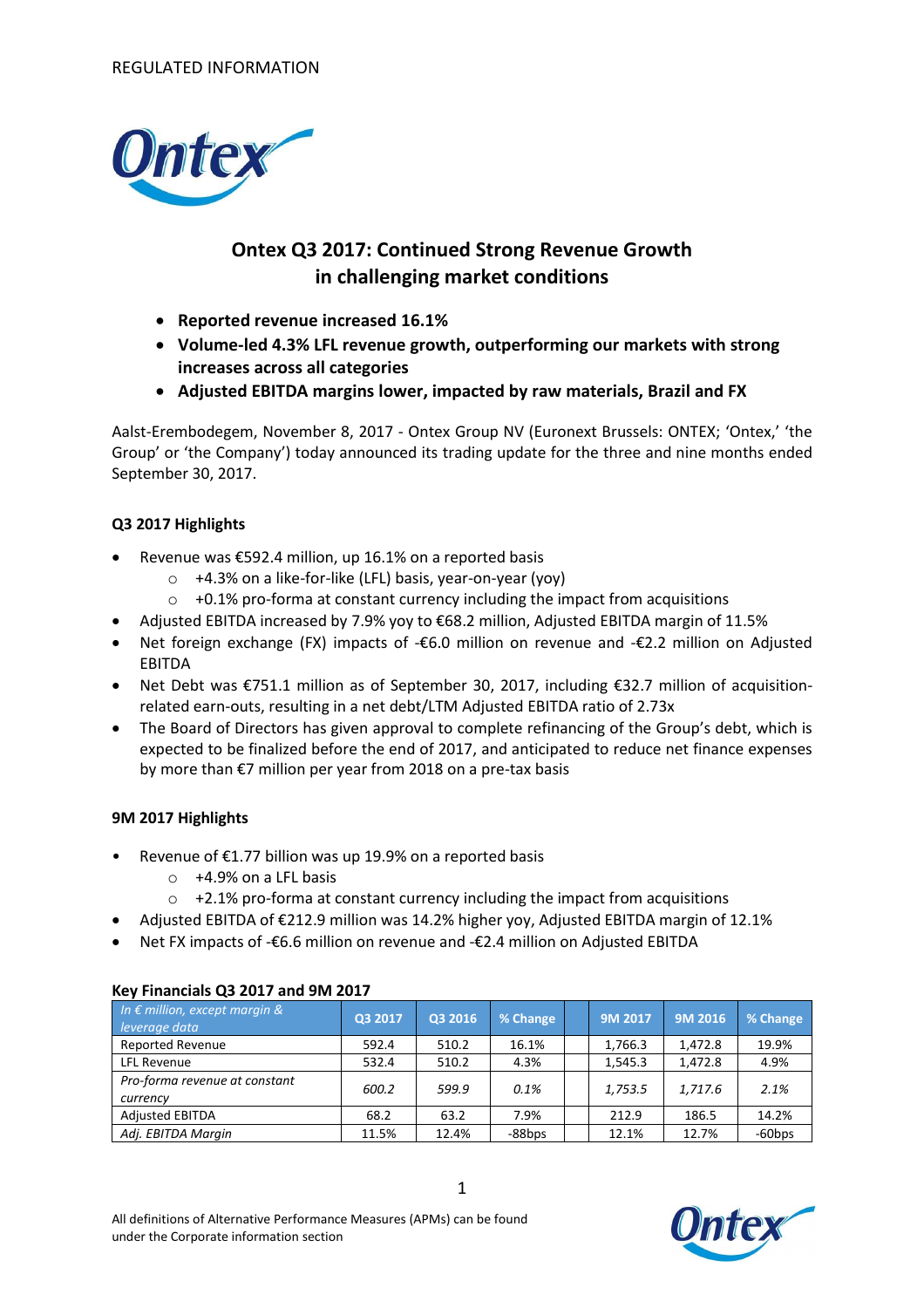REGULATED INFORMATION

# Ontex Q3 2017: Continued Strong Revenue Growth in challenging market conditions

- **Reported revenue increased 16.1%**
- **Volume-led 4.3% LFL revenue growth, outperforming our markets with strong increases across all categories**
- **Adjusted EBITDA margins lower, impacted by raw materials, Brazil and FX**

Aalst-Erembodegem, November 8, 2017 - Ontex Group NV (Euronext Brussels: ONTEX; 'Ontex,' 'the Group' or 'the Company') today announced its trading update for the three and nine months ended September 30, 2017.

### Q3 2017 Highlights

- Revenue was €592.4 million, up 16.1% on a reported basis
  - +4.3% on a like-for-like (LFL) basis, year-on-year (yoy)
  - +0.1% pro-forma at constant currency including the impact from acquisitions
- Adjusted EBITDA increased by 7.9% yoy to €68.2 million, Adjusted EBITDA margin of 11.5%
- Net foreign exchange (FX) impacts of -€6.0 million on revenue and -€2.2 million on Adjusted EBITDA
- Net Debt was €751.1 million as of September 30, 2017, including €32.7 million of acquisition-related earn-outs, resulting in a net debt/LTM Adjusted EBITDA ratio of 2.73x
- The Board of Directors has given approval to complete refinancing of the Group's debt, which is expected to be finalized before the end of 2017, and anticipated to reduce net finance expenses by more than €7 million per year from 2018 on a pre-tax basis

### 9M 2017 Highlights

- Revenue of €1.77 billion was up 19.9% on a reported basis
  - +4.9% on a LFL basis
  - +2.1% pro-forma at constant currency including the impact from acquisitions
- Adjusted EBITDA of €212.9 million was 14.2% higher yoy, Adjusted EBITDA margin of 12.1%
- Net FX impacts of -€6.6 million on revenue and -€2.4 million on Adjusted EBITDA

### Key Financials Q3 2017 and 9M 2017

| *In € million, except margin & leverage data* | Q3 2017 | Q3 2016 | % Change | | 9M 2017 | 9M 2016 | % Change |
|---|---|---|---|---|---|---|---|
| Reported Revenue | 592.4 | 510.2 | 16.1% | | 1,766.3 | 1,472.8 | 19.9% |
| LFL Revenue | 532.4 | 510.2 | 4.3% | | 1,545.3 | 1,472.8 | 4.9% |
| *Pro-forma revenue at constant currency* | *600.2* | *599.9* | *0.1%* | | *1,753.5* | *1,717.6* | *2.1%* |
| Adjusted EBITDA | 68.2 | 63.2 | 7.9% | | 212.9 | 186.5 | 14.2% |
| *Adj. EBITDA Margin* | 11.5% | 12.4% | -88bps | | 12.1% | 12.7% | -60bps |

All definitions of Alternative Performance Measures (APMs) can be found under the Corporate information section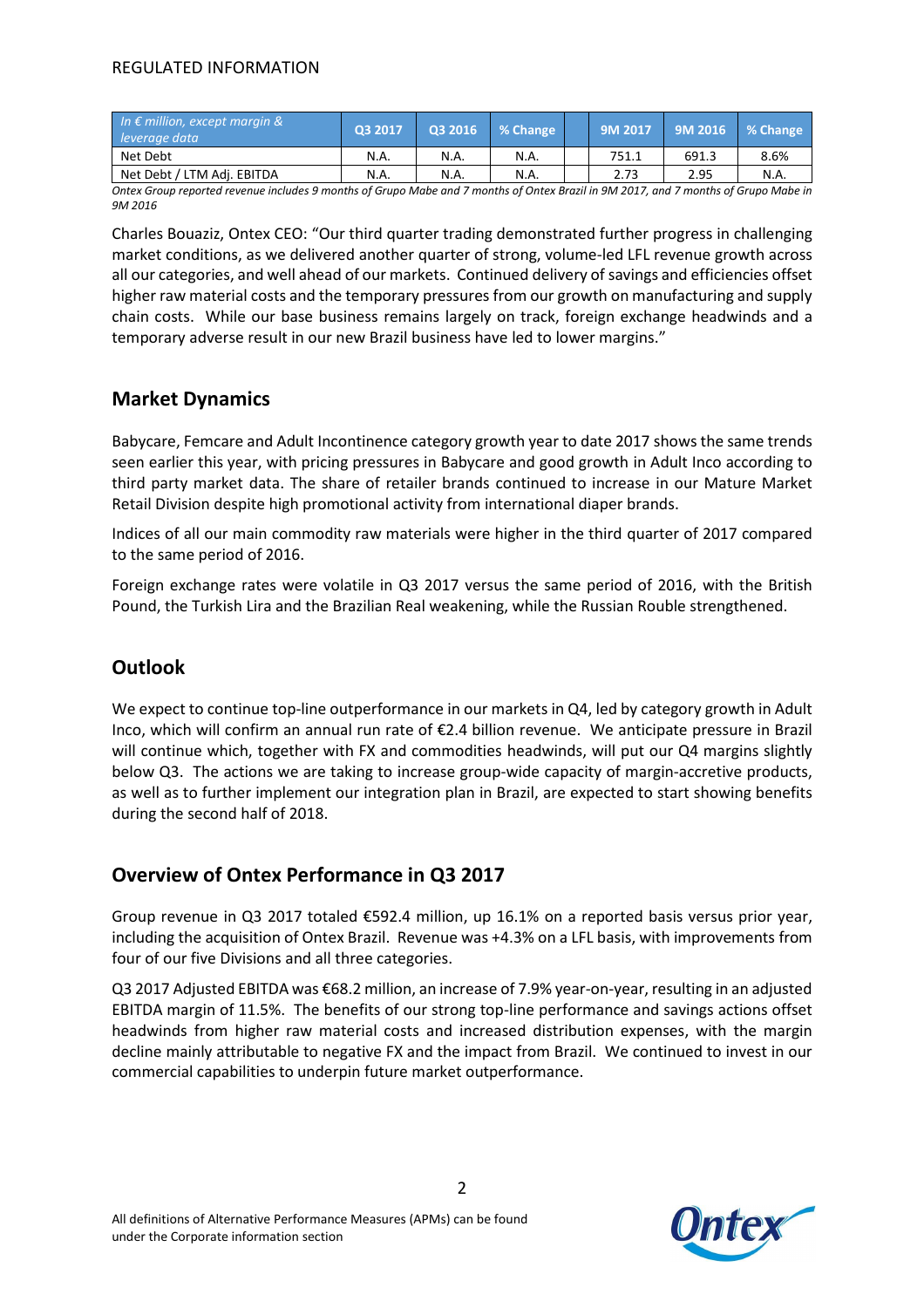| In € million, except margin & leverage data | Q3 2017 | Q3 2016 | % Change | | 9M 2017 | 9M 2016 | % Change |
|---|---|---|---|---|---|---|---|
| Net Debt | N.A. | N.A. | N.A. | | 751.1 | 691.3 | 8.6% |
| Net Debt / LTM Adj. EBITDA | N.A. | N.A. | N.A. | | 2.73 | 2.95 | N.A. |

*Ontex Group reported revenue includes 9 months of Grupo Mabe and 7 months of Ontex Brazil in 9M 2017, and 7 months of Grupo Mabe in 9M 2016*

Charles Bouaziz, Ontex CEO: "Our third quarter trading demonstrated further progress in challenging market conditions, as we delivered another quarter of strong, volume-led LFL revenue growth across all our categories, and well ahead of our markets. Continued delivery of savings and efficiencies offset higher raw material costs and the temporary pressures from our growth on manufacturing and supply chain costs. While our base business remains largely on track, foreign exchange headwinds and a temporary adverse result in our new Brazil business have led to lower margins."

## Market Dynamics

Babycare, Femcare and Adult Incontinence category growth year to date 2017 shows the same trends seen earlier this year, with pricing pressures in Babycare and good growth in Adult Inco according to third party market data. The share of retailer brands continued to increase in our Mature Market Retail Division despite high promotional activity from international diaper brands.

Indices of all our main commodity raw materials were higher in the third quarter of 2017 compared to the same period of 2016.

Foreign exchange rates were volatile in Q3 2017 versus the same period of 2016, with the British Pound, the Turkish Lira and the Brazilian Real weakening, while the Russian Rouble strengthened.

## Outlook

We expect to continue top-line outperformance in our markets in Q4, led by category growth in Adult Inco, which will confirm an annual run rate of €2.4 billion revenue. We anticipate pressure in Brazil will continue which, together with FX and commodities headwinds, will put our Q4 margins slightly below Q3. The actions we are taking to increase group-wide capacity of margin-accretive products, as well as to further implement our integration plan in Brazil, are expected to start showing benefits during the second half of 2018.

## Overview of Ontex Performance in Q3 2017

Group revenue in Q3 2017 totaled €592.4 million, up 16.1% on a reported basis versus prior year, including the acquisition of Ontex Brazil. Revenue was +4.3% on a LFL basis, with improvements from four of our five Divisions and all three categories.

Q3 2017 Adjusted EBITDA was €68.2 million, an increase of 7.9% year-on-year, resulting in an adjusted EBITDA margin of 11.5%. The benefits of our strong top-line performance and savings actions offset headwinds from higher raw material costs and increased distribution expenses, with the margin decline mainly attributable to negative FX and the impact from Brazil. We continued to invest in our commercial capabilities to underpin future market outperformance.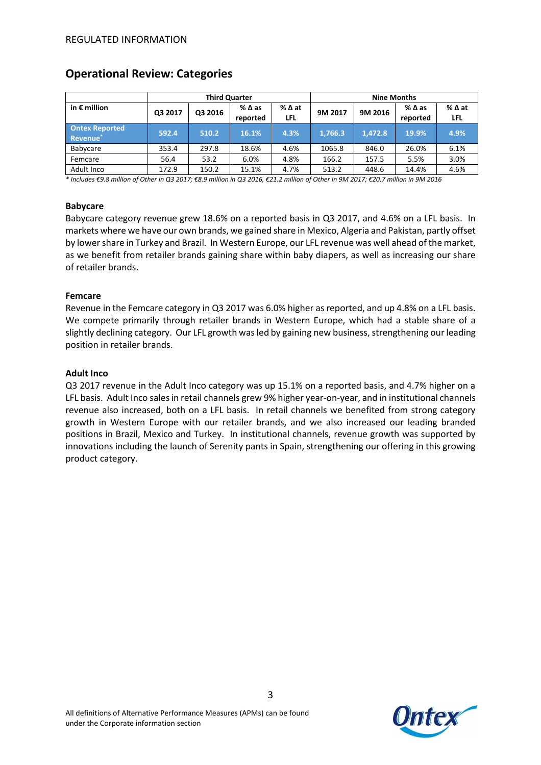REGULATED INFORMATION

## Operational Review: Categories

| in € million | Third Quarter | | | | Nine Months | | | |
|---|---|---|---|---|---|---|---|---|
| | Q3 2017 | Q3 2016 | % Δ as reported | % Δ at LFL | 9M 2017 | 9M 2016 | % Δ as reported | % Δ at LFL |
| **Ontex Reported Revenue*** | **592.4** | **510.2** | **16.1%** | **4.3%** | **1,766.3** | **1,472.8** | **19.9%** | **4.9%** |
| Babycare | 353.4 | 297.8 | 18.6% | 4.6% | 1065.8 | 846.0 | 26.0% | 6.1% |
| Femcare | 56.4 | 53.2 | 6.0% | 4.8% | 166.2 | 157.5 | 5.5% | 3.0% |
| Adult Inco | 172.9 | 150.2 | 15.1% | 4.7% | 513.2 | 448.6 | 14.4% | 4.6% |

*\* Includes €9.8 million of Other in Q3 2017; €8.9 million in Q3 2016, €21.2 million of Other in 9M 2017; €20.7 million in 9M 2016*

**Babycare**

Babycare category revenue grew 18.6% on a reported basis in Q3 2017, and 4.6% on a LFL basis. In markets where we have our own brands, we gained share in Mexico, Algeria and Pakistan, partly offset by lower share in Turkey and Brazil. In Western Europe, our LFL revenue was well ahead of the market, as we benefit from retailer brands gaining share within baby diapers, as well as increasing our share of retailer brands.

**Femcare**

Revenue in the Femcare category in Q3 2017 was 6.0% higher as reported, and up 4.8% on a LFL basis. We compete primarily through retailer brands in Western Europe, which had a stable share of a slightly declining category. Our LFL growth was led by gaining new business, strengthening our leading position in retailer brands.

**Adult Inco**

Q3 2017 revenue in the Adult Inco category was up 15.1% on a reported basis, and 4.7% higher on a LFL basis. Adult Inco sales in retail channels grew 9% higher year-on-year, and in institutional channels revenue also increased, both on a LFL basis. In retail channels we benefited from strong category growth in Western Europe with our retailer brands, and we also increased our leading branded positions in Brazil, Mexico and Turkey. In institutional channels, revenue growth was supported by innovations including the launch of Serenity pants in Spain, strengthening our offering in this growing product category.

All definitions of Alternative Performance Measures (APMs) can be found under the Corporate information section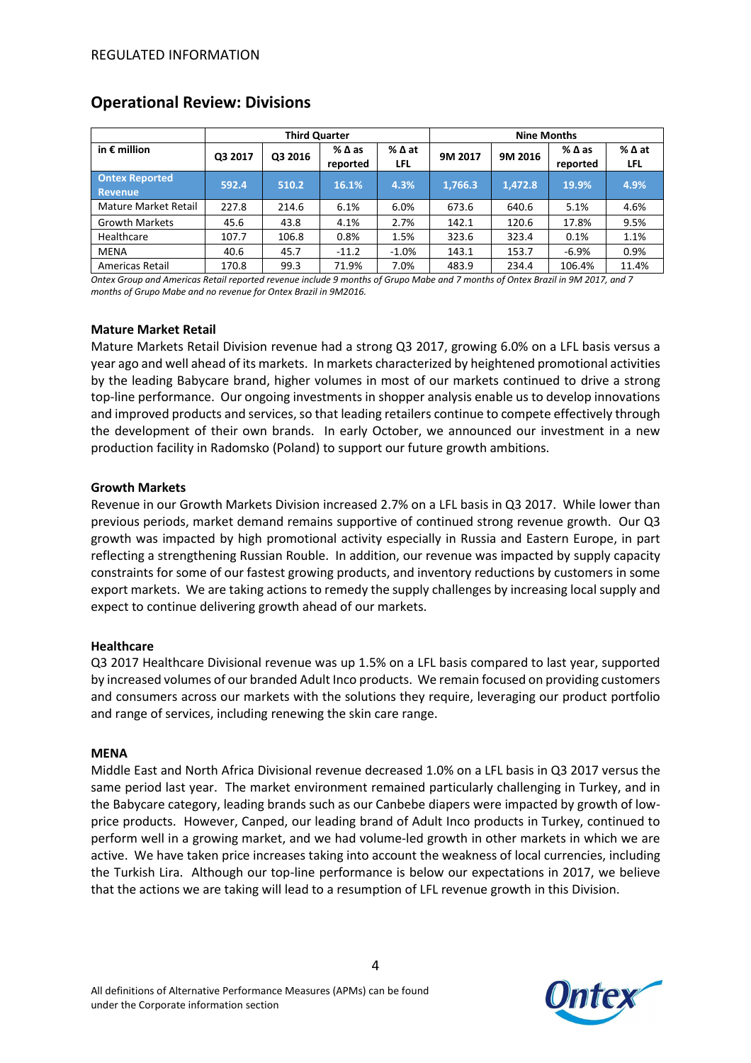## Operational Review: Divisions

| in € million | Third Quarter | | | | Nine Months | | | |
|---|---|---|---|---|---|---|---|---|
| | Q3 2017 | Q3 2016 | % Δ as reported | % Δ at LFL | 9M 2017 | 9M 2016 | % Δ as reported | % Δ at LFL |
| **Ontex Reported Revenue** | **592.4** | **510.2** | **16.1%** | **4.3%** | **1,766.3** | **1,472.8** | **19.9%** | **4.9%** |
| Mature Market Retail | 227.8 | 214.6 | 6.1% | 6.0% | 673.6 | 640.6 | 5.1% | 4.6% |
| Growth Markets | 45.6 | 43.8 | 4.1% | 2.7% | 142.1 | 120.6 | 17.8% | 9.5% |
| Healthcare | 107.7 | 106.8 | 0.8% | 1.5% | 323.6 | 323.4 | 0.1% | 1.1% |
| MENA | 40.6 | 45.7 | -11.2 | -1.0% | 143.1 | 153.7 | -6.9% | 0.9% |
| Americas Retail | 170.8 | 99.3 | 71.9% | 7.0% | 483.9 | 234.4 | 106.4% | 11.4% |

*Ontex Group and Americas Retail reported revenue include 9 months of Grupo Mabe and 7 months of Ontex Brazil in 9M 2017, and 7 months of Grupo Mabe and no revenue for Ontex Brazil in 9M2016.*

### Mature Market Retail

Mature Markets Retail Division revenue had a strong Q3 2017, growing 6.0% on a LFL basis versus a year ago and well ahead of its markets. In markets characterized by heightened promotional activities by the leading Babycare brand, higher volumes in most of our markets continued to drive a strong top-line performance. Our ongoing investments in shopper analysis enable us to develop innovations and improved products and services, so that leading retailers continue to compete effectively through the development of their own brands. In early October, we announced our investment in a new production facility in Radomsko (Poland) to support our future growth ambitions.

### Growth Markets

Revenue in our Growth Markets Division increased 2.7% on a LFL basis in Q3 2017. While lower than previous periods, market demand remains supportive of continued strong revenue growth. Our Q3 growth was impacted by high promotional activity especially in Russia and Eastern Europe, in part reflecting a strengthening Russian Rouble. In addition, our revenue was impacted by supply capacity constraints for some of our fastest growing products, and inventory reductions by customers in some export markets. We are taking actions to remedy the supply challenges by increasing local supply and expect to continue delivering growth ahead of our markets.

### Healthcare

Q3 2017 Healthcare Divisional revenue was up 1.5% on a LFL basis compared to last year, supported by increased volumes of our branded Adult Inco products. We remain focused on providing customers and consumers across our markets with the solutions they require, leveraging our product portfolio and range of services, including renewing the skin care range.

### MENA

Middle East and North Africa Divisional revenue decreased 1.0% on a LFL basis in Q3 2017 versus the same period last year. The market environment remained particularly challenging in Turkey, and in the Babycare category, leading brands such as our Canbebe diapers were impacted by growth of low-price products. However, Canped, our leading brand of Adult Inco products in Turkey, continued to perform well in a growing market, and we had volume-led growth in other markets in which we are active. We have taken price increases taking into account the weakness of local currencies, including the Turkish Lira. Although our top-line performance is below our expectations in 2017, we believe that the actions we are taking will lead to a resumption of LFL revenue growth in this Division.

All definitions of Alternative Performance Measures (APMs) can be found under the Corporate information section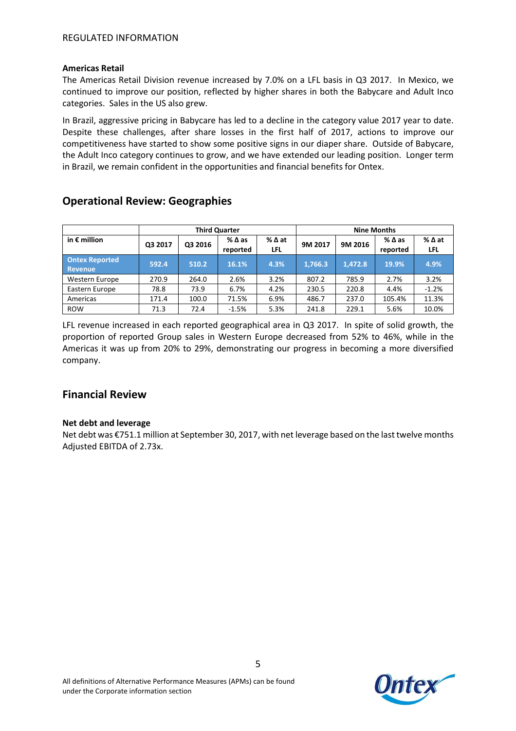### Americas Retail

The Americas Retail Division revenue increased by 7.0% on a LFL basis in Q3 2017. In Mexico, we continued to improve our position, reflected by higher shares in both the Babycare and Adult Inco categories. Sales in the US also grew.

In Brazil, aggressive pricing in Babycare has led to a decline in the category value 2017 year to date. Despite these challenges, after share losses in the first half of 2017, actions to improve our competitiveness have started to show some positive signs in our diaper share. Outside of Babycare, the Adult Inco category continues to grow, and we have extended our leading position. Longer term in Brazil, we remain confident in the opportunities and financial benefits for Ontex.

## Operational Review: Geographies

| | Third Quarter | | | | Nine Months | | | |
|---|---|---|---|---|---|---|---|---|
| in € million | Q3 2017 | Q3 2016 | % Δ as reported | % Δ at LFL | 9M 2017 | 9M 2016 | % Δ as reported | % Δ at LFL |
| **Ontex Reported Revenue** | **592.4** | **510.2** | **16.1%** | **4.3%** | **1,766.3** | **1,472.8** | **19.9%** | **4.9%** |
| Western Europe | 270.9 | 264.0 | 2.6% | 3.2% | 807.2 | 785.9 | 2.7% | 3.2% |
| Eastern Europe | 78.8 | 73.9 | 6.7% | 4.2% | 230.5 | 220.8 | 4.4% | -1.2% |
| Americas | 171.4 | 100.0 | 71.5% | 6.9% | 486.7 | 237.0 | 105.4% | 11.3% |
| ROW | 71.3 | 72.4 | -1.5% | 5.3% | 241.8 | 229.1 | 5.6% | 10.0% |

LFL revenue increased in each reported geographical area in Q3 2017. In spite of solid growth, the proportion of reported Group sales in Western Europe decreased from 52% to 46%, while in the Americas it was up from 20% to 29%, demonstrating our progress in becoming a more diversified company.

## Financial Review

### Net debt and leverage

Net debt was €751.1 million at September 30, 2017, with net leverage based on the last twelve months Adjusted EBITDA of 2.73x.

All definitions of Alternative Performance Measures (APMs) can be found under the Corporate information section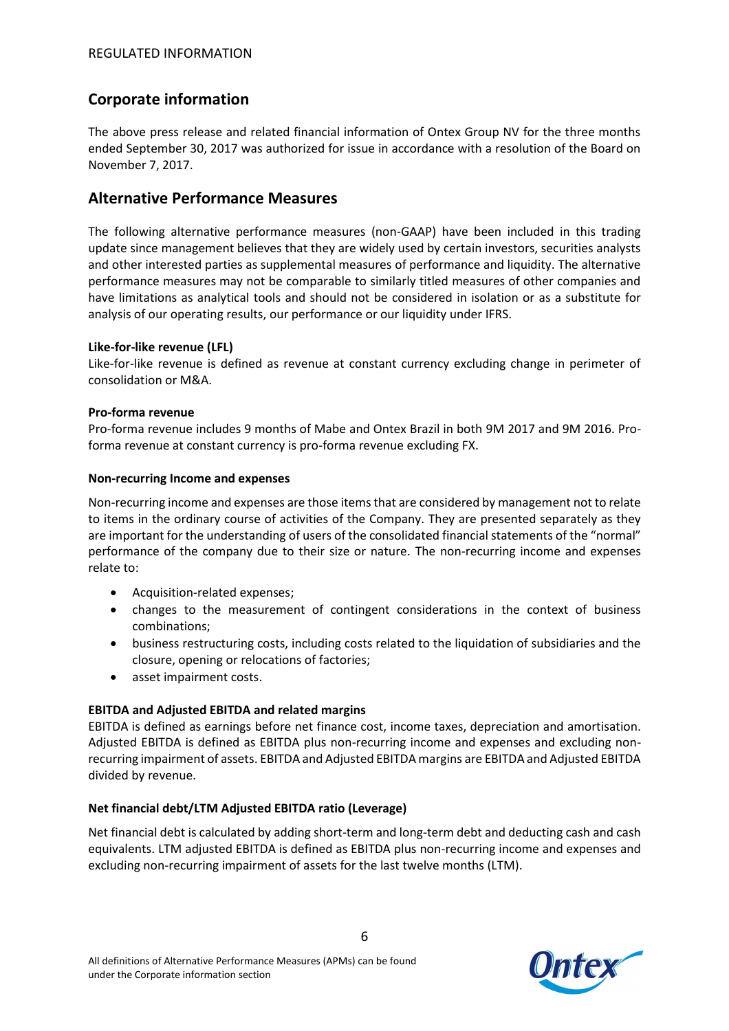## Corporate information

The above press release and related financial information of Ontex Group NV for the three months ended September 30, 2017 was authorized for issue in accordance with a resolution of the Board on November 7, 2017.

## Alternative Performance Measures

The following alternative performance measures (non-GAAP) have been included in this trading update since management believes that they are widely used by certain investors, securities analysts and other interested parties as supplemental measures of performance and liquidity. The alternative performance measures may not be comparable to similarly titled measures of other companies and have limitations as analytical tools and should not be considered in isolation or as a substitute for analysis of our operating results, our performance or our liquidity under IFRS.

**Like-for-like revenue (LFL)**
Like-for-like revenue is defined as revenue at constant currency excluding change in perimeter of consolidation or M&A.

**Pro-forma revenue**
Pro-forma revenue includes 9 months of Mabe and Ontex Brazil in both 9M 2017 and 9M 2016. Pro-forma revenue at constant currency is pro-forma revenue excluding FX.

**Non-recurring Income and expenses**

Non-recurring income and expenses are those items that are considered by management not to relate to items in the ordinary course of activities of the Company. They are presented separately as they are important for the understanding of users of the consolidated financial statements of the "normal" performance of the company due to their size or nature. The non-recurring income and expenses relate to:

- Acquisition-related expenses;
- changes to the measurement of contingent considerations in the context of business combinations;
- business restructuring costs, including costs related to the liquidation of subsidiaries and the closure, opening or relocations of factories;
- asset impairment costs.

**EBITDA and Adjusted EBITDA and related margins**
EBITDA is defined as earnings before net finance cost, income taxes, depreciation and amortisation. Adjusted EBITDA is defined as EBITDA plus non-recurring income and expenses and excluding non-recurring impairment of assets. EBITDA and Adjusted EBITDA margins are EBITDA and Adjusted EBITDA divided by revenue.

**Net financial debt/LTM Adjusted EBITDA ratio (Leverage)**

Net financial debt is calculated by adding short-term and long-term debt and deducting cash and cash equivalents. LTM adjusted EBITDA is defined as EBITDA plus non-recurring income and expenses and excluding non-recurring impairment of assets for the last twelve months (LTM).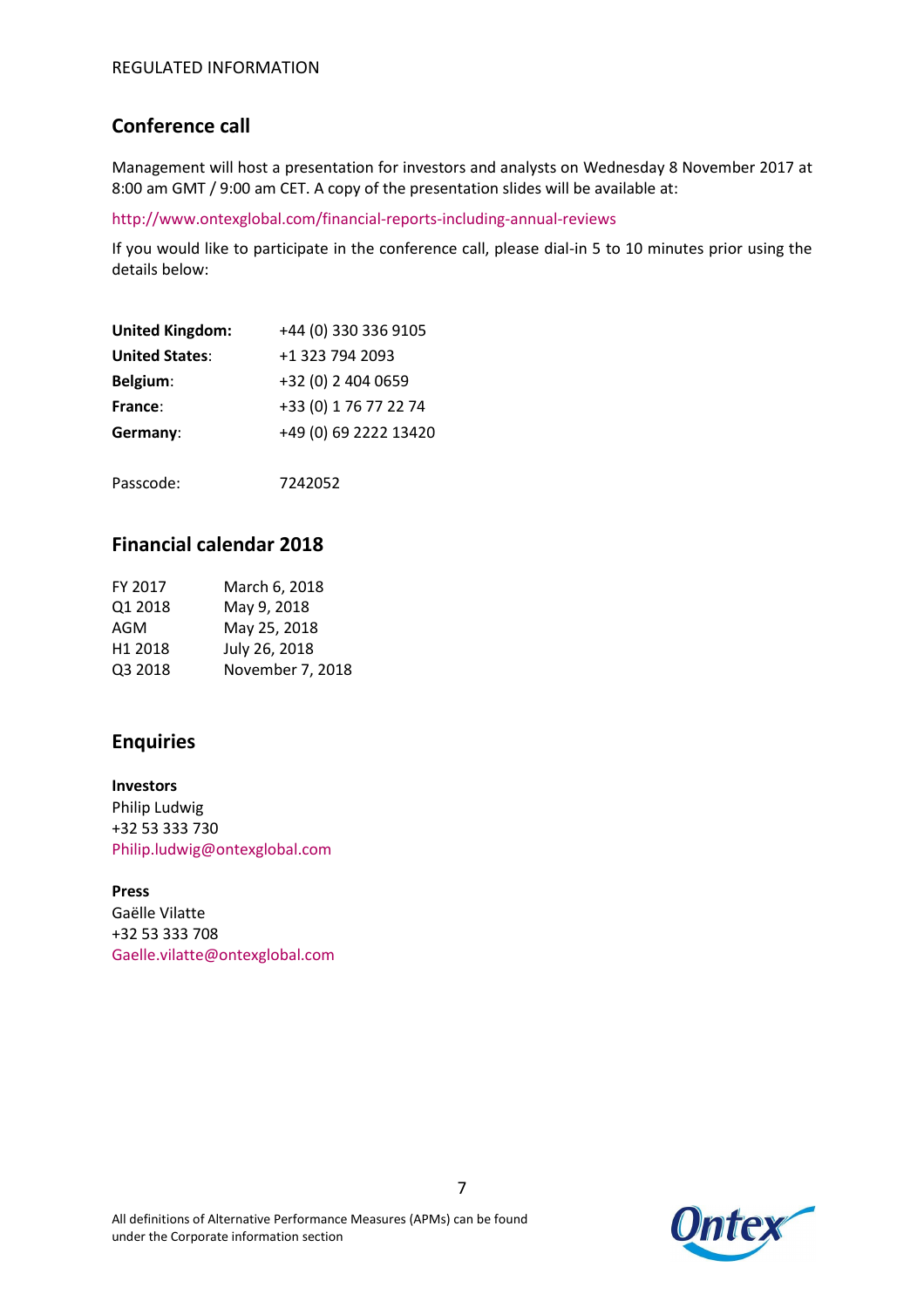## Conference call

Management will host a presentation for investors and analysts on Wednesday 8 November 2017 at 8:00 am GMT / 9:00 am CET. A copy of the presentation slides will be available at:

http://www.ontexglobal.com/financial-reports-including-annual-reviews

If you would like to participate in the conference call, please dial-in 5 to 10 minutes prior using the details below:

| | |
|---|---|
| **United Kingdom:** | +44 (0) 330 336 9105 |
| **United States**: | +1 323 794 2093 |
| **Belgium**: | +32 (0) 2 404 0659 |
| **France**: | +33 (0) 1 76 77 22 74 |
| **Germany**: | +49 (0) 69 2222 13420 |

Passcode: 7242052

## Financial calendar 2018

| | |
|---|---|
| FY 2017 | March 6, 2018 |
| Q1 2018 | May 9, 2018 |
| AGM | May 25, 2018 |
| H1 2018 | July 26, 2018 |
| Q3 2018 | November 7, 2018 |

## Enquiries

**Investors**
Philip Ludwig
+32 53 333 730
Philip.ludwig@ontexglobal.com

**Press**
Gaëlle Vilatte
+32 53 333 708
Gaelle.vilatte@ontexglobal.com

All definitions of Alternative Performance Measures (APMs) can be found under the Corporate information section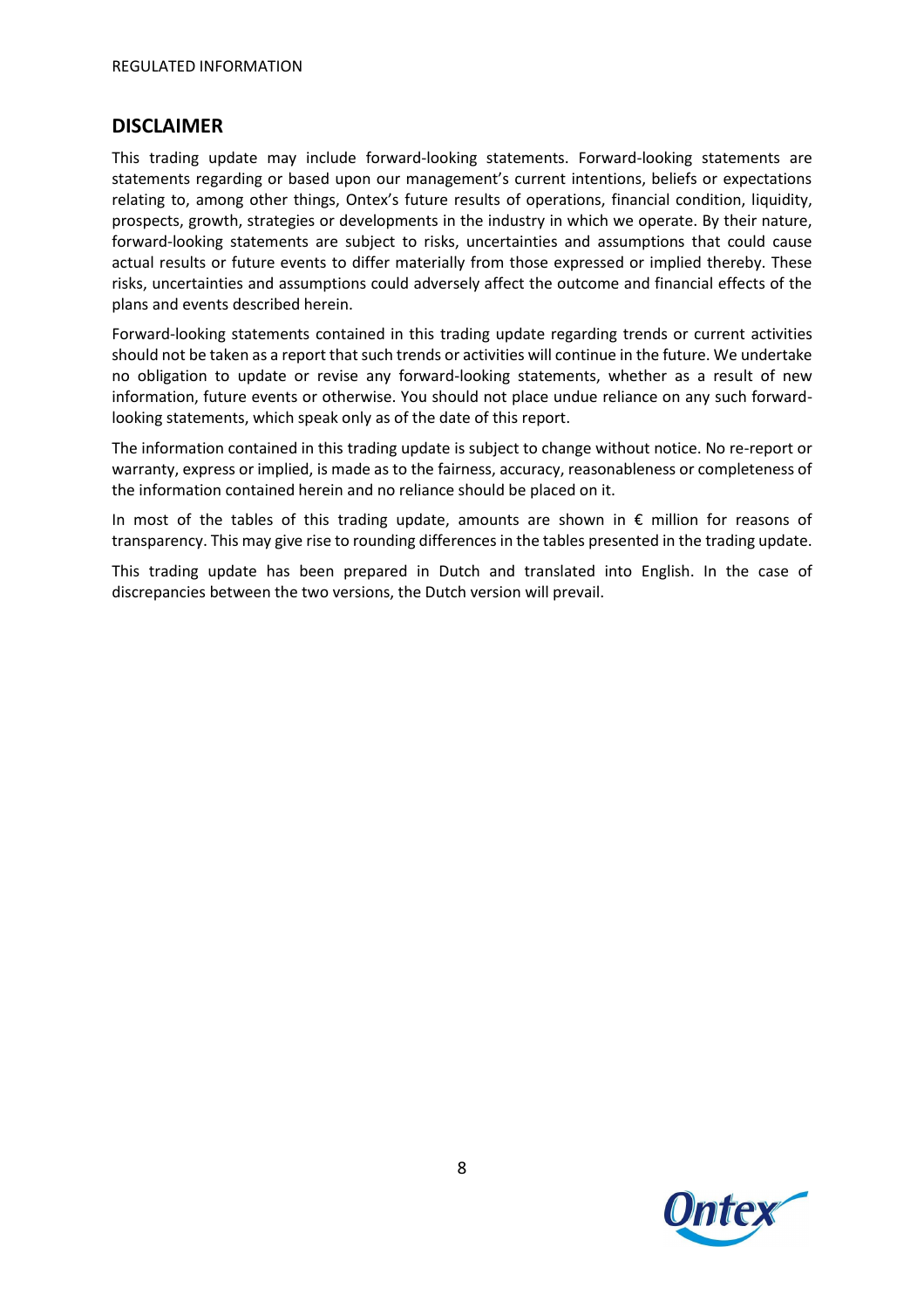## DISCLAIMER

This trading update may include forward-looking statements. Forward-looking statements are statements regarding or based upon our management's current intentions, beliefs or expectations relating to, among other things, Ontex's future results of operations, financial condition, liquidity, prospects, growth, strategies or developments in the industry in which we operate. By their nature, forward-looking statements are subject to risks, uncertainties and assumptions that could cause actual results or future events to differ materially from those expressed or implied thereby. These risks, uncertainties and assumptions could adversely affect the outcome and financial effects of the plans and events described herein.

Forward-looking statements contained in this trading update regarding trends or current activities should not be taken as a report that such trends or activities will continue in the future. We undertake no obligation to update or revise any forward-looking statements, whether as a result of new information, future events or otherwise. You should not place undue reliance on any such forward-looking statements, which speak only as of the date of this report.

The information contained in this trading update is subject to change without notice. No re-report or warranty, express or implied, is made as to the fairness, accuracy, reasonableness or completeness of the information contained herein and no reliance should be placed on it.

In most of the tables of this trading update, amounts are shown in € million for reasons of transparency. This may give rise to rounding differences in the tables presented in the trading update.

This trading update has been prepared in Dutch and translated into English. In the case of discrepancies between the two versions, the Dutch version will prevail.